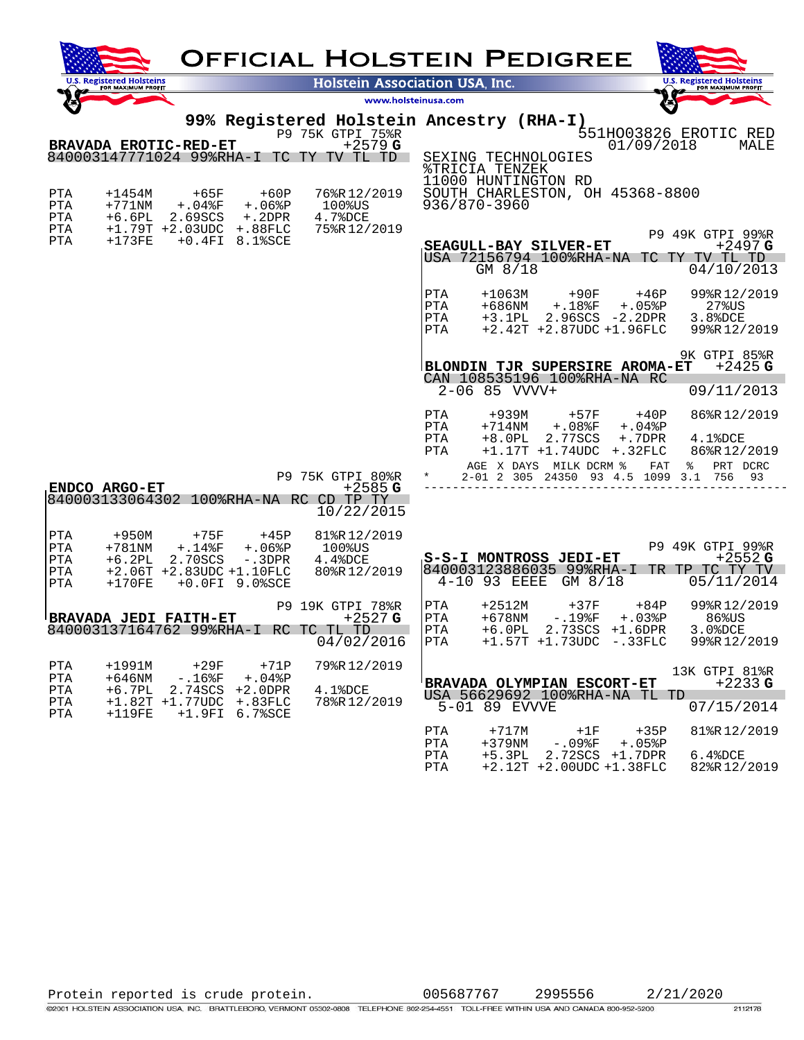# OFFICIAL HOLSTEIN PEDIGREE

Holstein Association USA, Inc.

www.holsteinusa.com

## 99% Registered Holstein Ancestry (RHA-I)

551HO03826 EROTIC RED
01/09/2018 MALE

SEXING TECHNOLOGIES
%TRICIA TENZEK
11000 HUNTINGTON RD
SOUTH CHARLESTON, OH 45368-8800
936/870-3960

---

**BRAVADA EROTIC-RED-ET** — P9 75K GTPI 75%R **+2579 G**
840003147771024 99%RHA-I TC TY TV TL TD

```
PTA   +1454M    +65F     +60P     76%R12/2019
PTA   +771NM    +.04%F   +.06%P   100%US
PTA   +6.6PL    2.69SCS  +.2DPR   4.7%DCE
PTA   +1.79T  +2.03UDC  +.88FLC   75%R12/2019
PTA   +173FE    +0.4FI   8.1%SCE
```

---

**SEAGULL-BAY SILVER-ET** — P9 49K GTPI 99%R **+2497 G**
USA 72156794 100%RHA-NA TC TY TV TL TD
GM 8/18 — 04/10/2013

```
PTA   +1063M    +90F     +46P     99%R12/2019
PTA   +686NM    +.18%F   +.05%P   27%US
PTA   +3.1PL    2.96SCS  -2.2DPR  3.8%DCE
PTA   +2.42T  +2.87UDC  +1.96FLC  99%R12/2019
```

---

**BLONDIN TJR SUPERSIRE AROMA-ET** — 9K GTPI 85%R **+2425 G**
CAN 108535196 100%RHA-NA RC
2-06 85 VVVV+ — 09/11/2013

```
PTA   +939M     +57F     +40P     86%R12/2019
PTA   +714NM    +.08%F   +.04%P
PTA   +8.0PL    2.77SCS  +.7DPR   4.1%DCE
PTA   +1.17T  +1.74UDC  +.32FLC   86%R12/2019
```

| | AGE | X | DAYS | MILK | DCRM % | FAT | % | PRT | DCRC |
|---|---|---|---|---|---|---|---|---|---|
| * | 2-01 | 2 | 305 | 24350 | 93 4.5 | 1099 | 3.1 | 756 | 93 |

---

**ENDCO ARGO-ET** — P9 75K GTPI 80%R **+2585 G**
840003133064302 100%RHA-NA RC CD TP TY
10/22/2015

```
PTA   +950M     +75F     +45P     81%R12/2019
PTA   +781NM    +.14%F   +.06%P   100%US
PTA   +6.2PL    2.70SCS  -.3DPR   4.4%DCE
PTA   +2.06T  +2.83UDC  +1.10FLC  80%R12/2019
PTA   +170FE    +0.0FI   9.0%SCE
```

---

**S-S-I MONTROSS JEDI-ET** — P9 49K GTPI 99%R **+2552 G**
840003123886035 99%RHA-I TR TP TC TY TV
4-10 93 EEEE GM 8/18 — 05/11/2014

```
PTA   +2512M    +37F     +84P     99%R12/2019
PTA   +678NM    -.19%F   +.03%P   86%US
PTA   +6.0PL    2.73SCS  +1.6DPR  3.0%DCE
PTA   +1.57T  +1.73UDC  -.33FLC   99%R12/2019
```

---

**BRAVADA JEDI FAITH-ET** — P9 19K GTPI 78%R **+2527 G**
840003137164762 99%RHA-I RC TC TL TD
04/02/2016

```
PTA   +1991M    +29F     +71P     79%R12/2019
PTA   +646NM    -.16%F   +.04%P
PTA   +6.7PL    2.74SCS  +2.0DPR  4.1%DCE
PTA   +1.82T  +1.77UDC  +.83FLC   78%R12/2019
PTA   +119FE    +1.9FI   6.7%SCE
```

---

**BRAVADA OLYMPIAN ESCORT-ET** — 13K GTPI 81%R **+2233 G**
USA 56629692 100%RHA-NA TL TD
5-01 89 EVVVE — 07/15/2014

```
PTA   +717M     +1F      +35P     81%R12/2019
PTA   +379NM    -.09%F   +.05%P
PTA   +5.3PL    2.72SCS  +1.7DPR  6.4%DCE
PTA   +2.12T  +2.00UDC  +1.38FLC  82%R12/2019
```

---

Protein reported is crude protein. 005687767 2995556 2/21/2020

©2001 HOLSTEIN ASSOCIATION USA, INC. BRATTLEBORO, VERMONT 05302-0808 TELEPHONE 802-254-4551 TOLL-FREE WITHIN USA AND CANADA 800-952-5200 2112178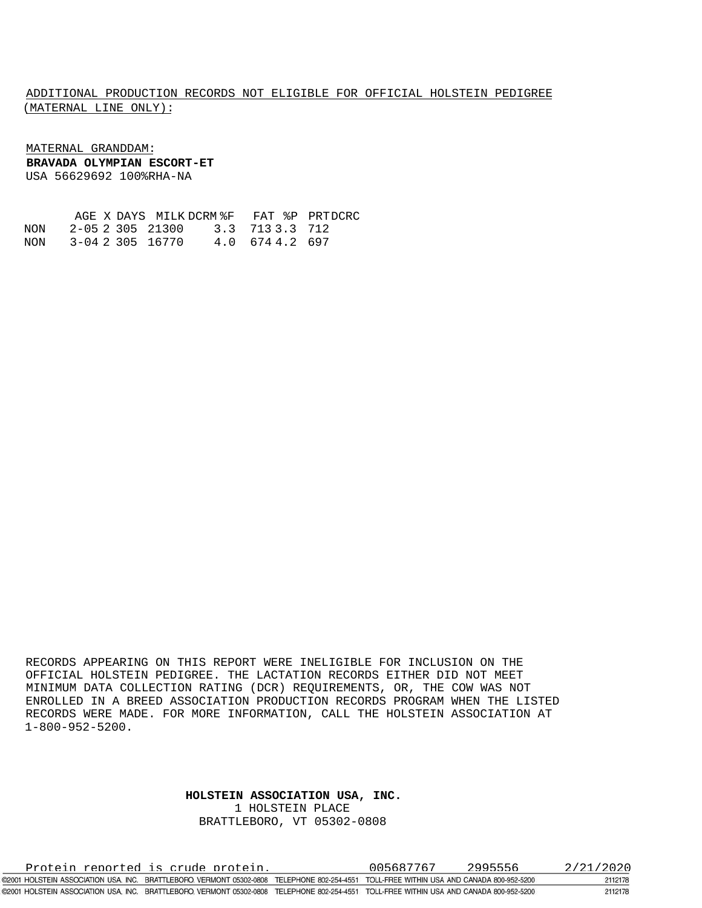ADDITIONAL PRODUCTION RECORDS NOT ELIGIBLE FOR OFFICIAL HOLSTEIN PEDIGREE (MATERNAL LINE ONLY):

MATERNAL GRANDDAM:
**BRAVADA OLYMPIAN ESCORT-ET**
USA 56629692 100%RHA-NA

| | AGE | X | DAYS | MILK | DCRM | %F | FAT | %P | PRT | DCRC |
|---|---|---|---|---|---|---|---|---|---|---|
| NON | 2-05 | 2 | 305 | 21300 | | 3.3 | 713 | 3.3 | 712 | |
| NON | 3-04 | 2 | 305 | 16770 | | 4.0 | 674 | 4.2 | 697 | |

RECORDS APPEARING ON THIS REPORT WERE INELIGIBLE FOR INCLUSION ON THE OFFICIAL HOLSTEIN PEDIGREE. THE LACTATION RECORDS EITHER DID NOT MEET MINIMUM DATA COLLECTION RATING (DCR) REQUIREMENTS, OR, THE COW WAS NOT ENROLLED IN A BREED ASSOCIATION PRODUCTION RECORDS PROGRAM WHEN THE LISTED RECORDS WERE MADE. FOR MORE INFORMATION, CALL THE HOLSTEIN ASSOCIATION AT 1-800-952-5200.

**HOLSTEIN ASSOCIATION USA, INC.**
1 HOLSTEIN PLACE
BRATTLEBORO, VT 05302-0808

Protein reported is crude protein. 005687767 2995556 2/21/2020